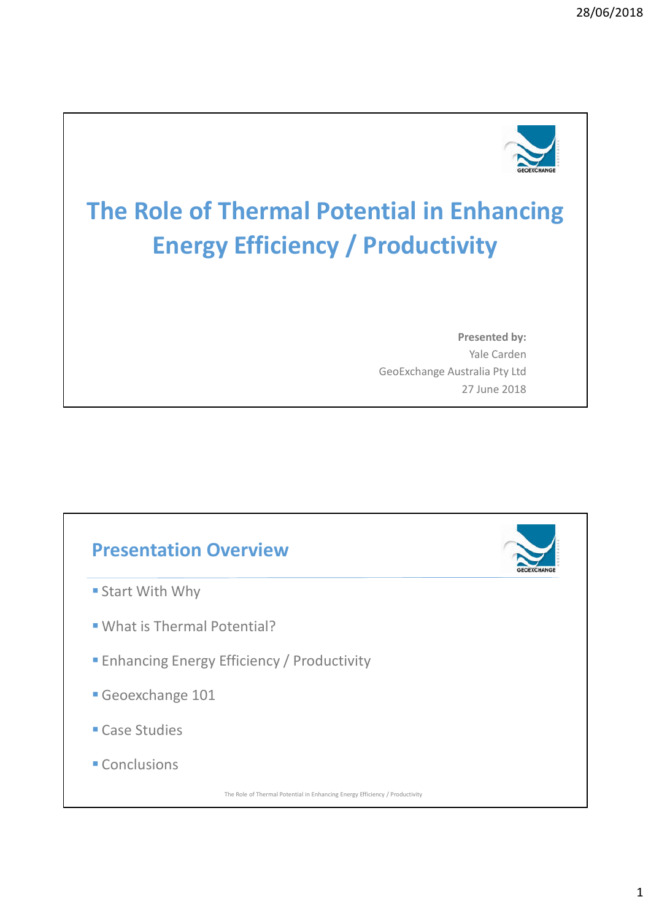# The Role of Thermal Potential in Enhancing Energy Efficiency / Productivity

**Presented by:**
Yale Carden
GeoExchange Australia Pty Ltd
27 June 2018

## Presentation Overview

- Start With Why
- What is Thermal Potential?
- Enhancing Energy Efficiency / Productivity
- Geoexchange 101
- Case Studies
- Conclusions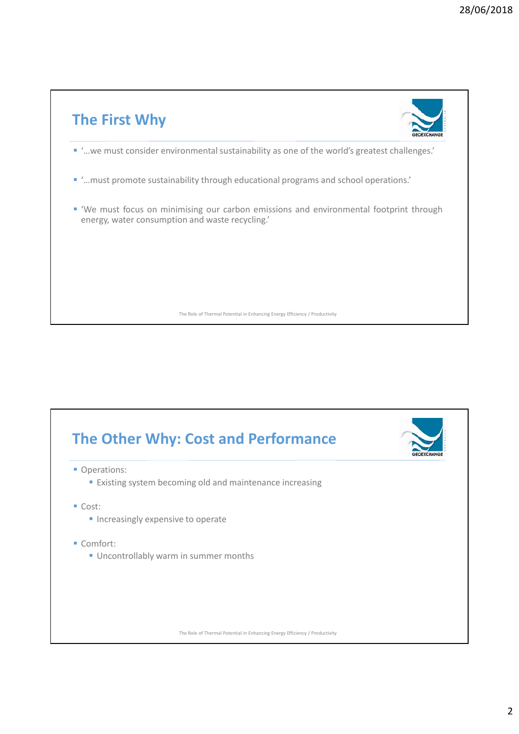## The First Why

- '…we must consider environmental sustainability as one of the world's greatest challenges.'
- '…must promote sustainability through educational programs and school operations.'
- 'We must focus on minimising our carbon emissions and environmental footprint through energy, water consumption and waste recycling.'

## The Other Why: Cost and Performance

- Operations:
  - Existing system becoming old and maintenance increasing
- Cost:
  - Increasingly expensive to operate
- Comfort:
  - Uncontrollably warm in summer months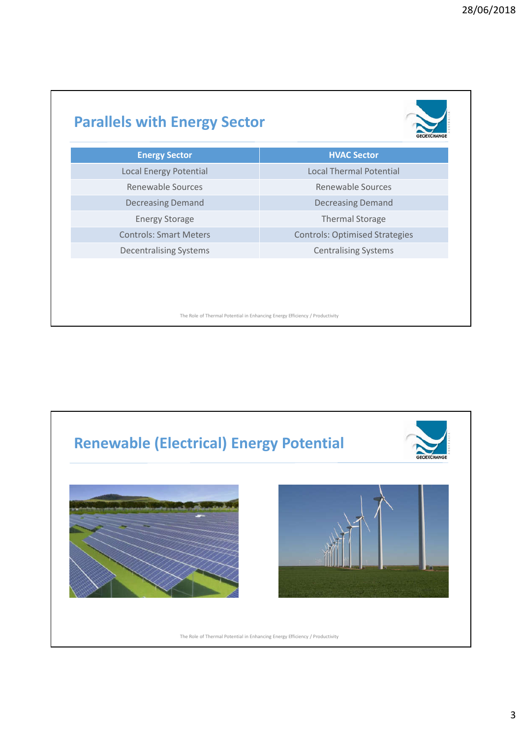## Parallels with Energy Sector

| Energy Sector | HVAC Sector |
| --- | --- |
| Local Energy Potential | Local Thermal Potential |
| Renewable Sources | Renewable Sources |
| Decreasing Demand | Decreasing Demand |
| Energy Storage | Thermal Storage |
| Controls: Smart Meters | Controls: Optimised Strategies |
| Decentralising Systems | Centralising Systems |

## Renewable (Electrical) Energy Potential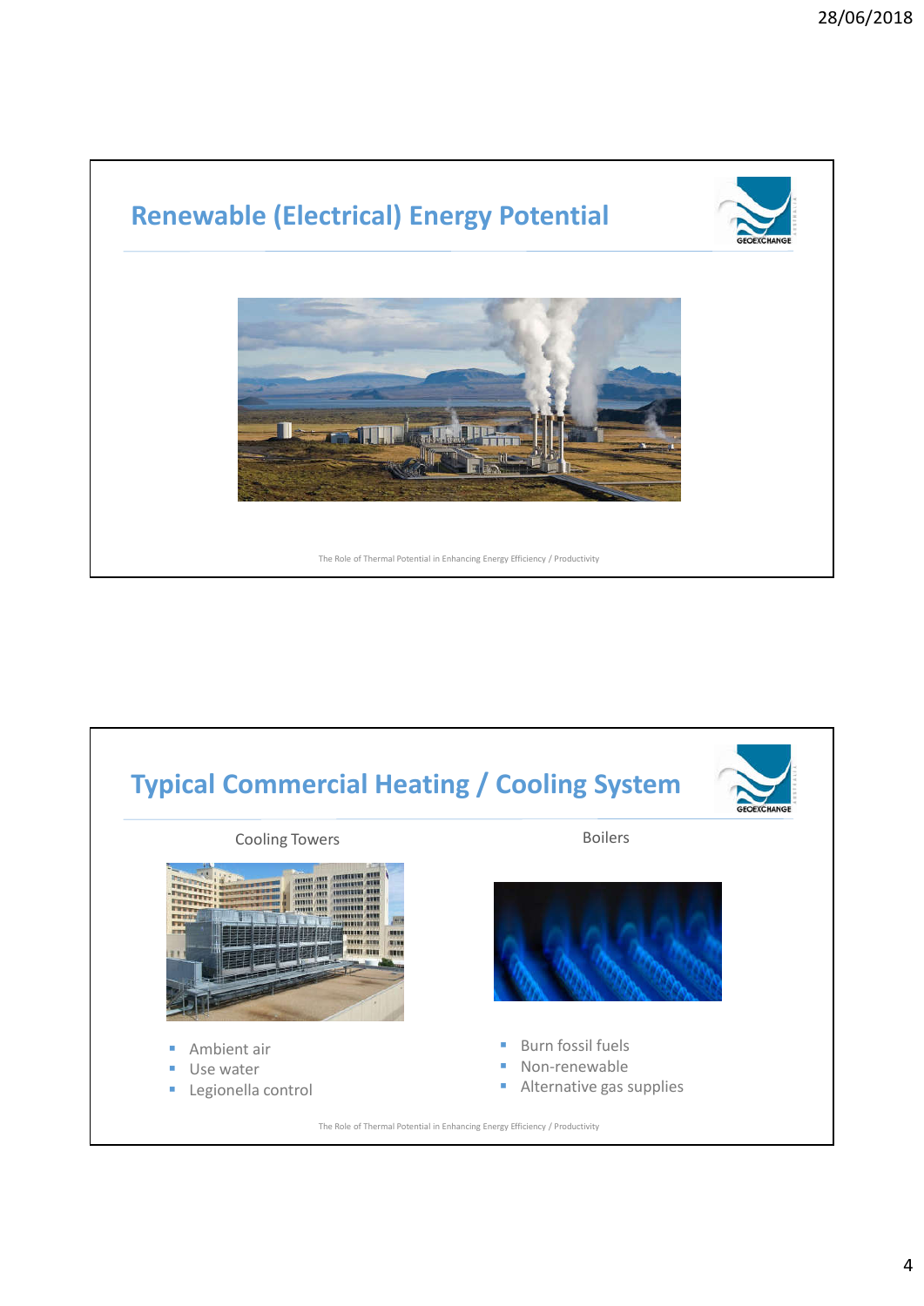## Renewable (Electrical) Energy Potential

The Role of Thermal Potential in Enhancing Energy Efficiency / Productivity

## Typical Commercial Heating / Cooling System

Cooling Towers

- Ambient air
- Use water
- Legionella control

Boilers

- Burn fossil fuels
- Non-renewable
- Alternative gas supplies

The Role of Thermal Potential in Enhancing Energy Efficiency / Productivity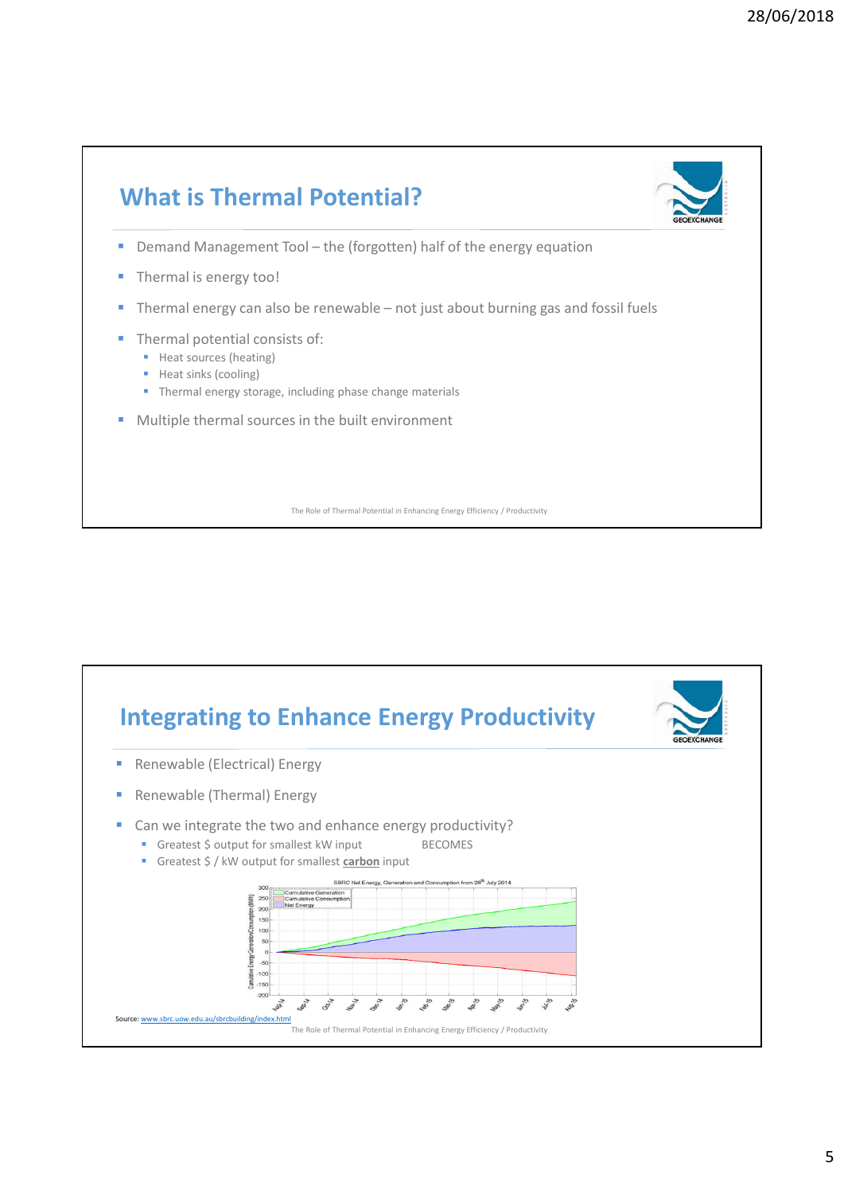## What is Thermal Potential?

- Demand Management Tool – the (forgotten) half of the energy equation
- Thermal is energy too!
- Thermal energy can also be renewable – not just about burning gas and fossil fuels
- Thermal potential consists of:
  - Heat sources (heating)
  - Heat sinks (cooling)
  - Thermal energy storage, including phase change materials
- Multiple thermal sources in the built environment

The Role of Thermal Potential in Enhancing Energy Efficiency / Productivity

## Integrating to Enhance Energy Productivity

- Renewable (Electrical) Energy
- Renewable (Thermal) Energy
- Can we integrate the two and enhance energy productivity?
  - Greatest $ output for smallest kW input BECOMES
  - Greatest $ / kW output for smallest **carbon** input

Source: www.sbrc.uow.edu.au/sbrcbuilding/index.html

The Role of Thermal Potential in Enhancing Energy Efficiency / Productivity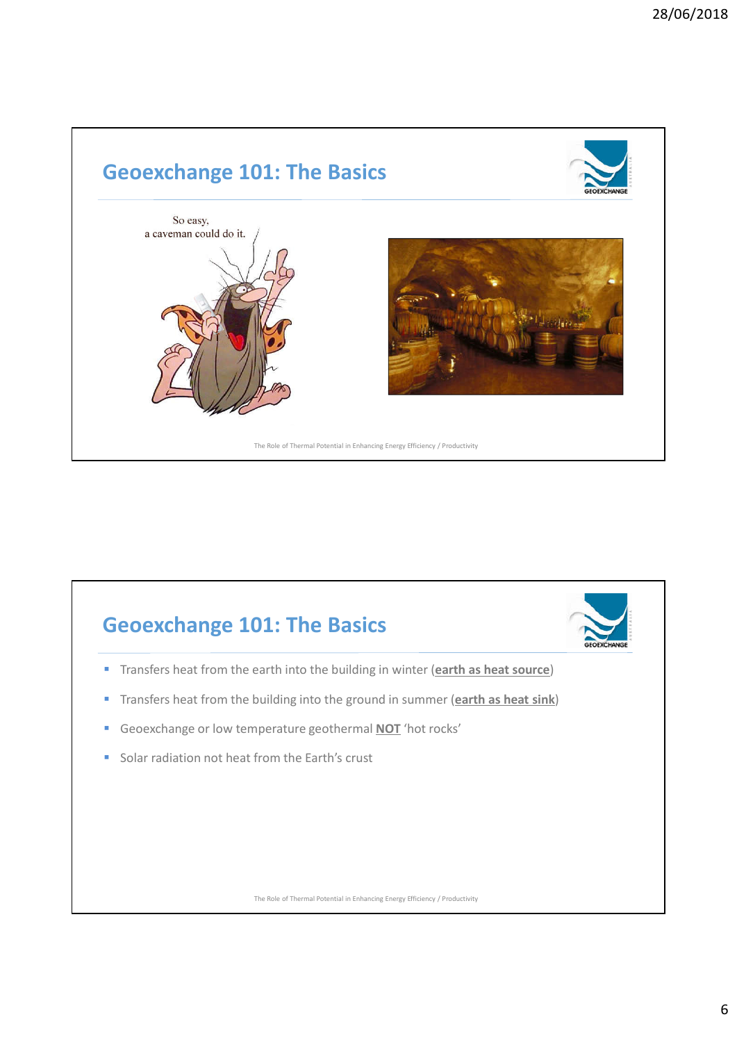# Geoexchange 101: The Basics

So easy,
a caveman could do it.

The Role of Thermal Potential in Enhancing Energy Efficiency / Productivity

# Geoexchange 101: The Basics

- Transfers heat from the earth into the building in winter (**earth as heat source**)
- Transfers heat from the building into the ground in summer (**earth as heat sink**)
- Geoexchange or low temperature geothermal **NOT** 'hot rocks'
- Solar radiation not heat from the Earth's crust

The Role of Thermal Potential in Enhancing Energy Efficiency / Productivity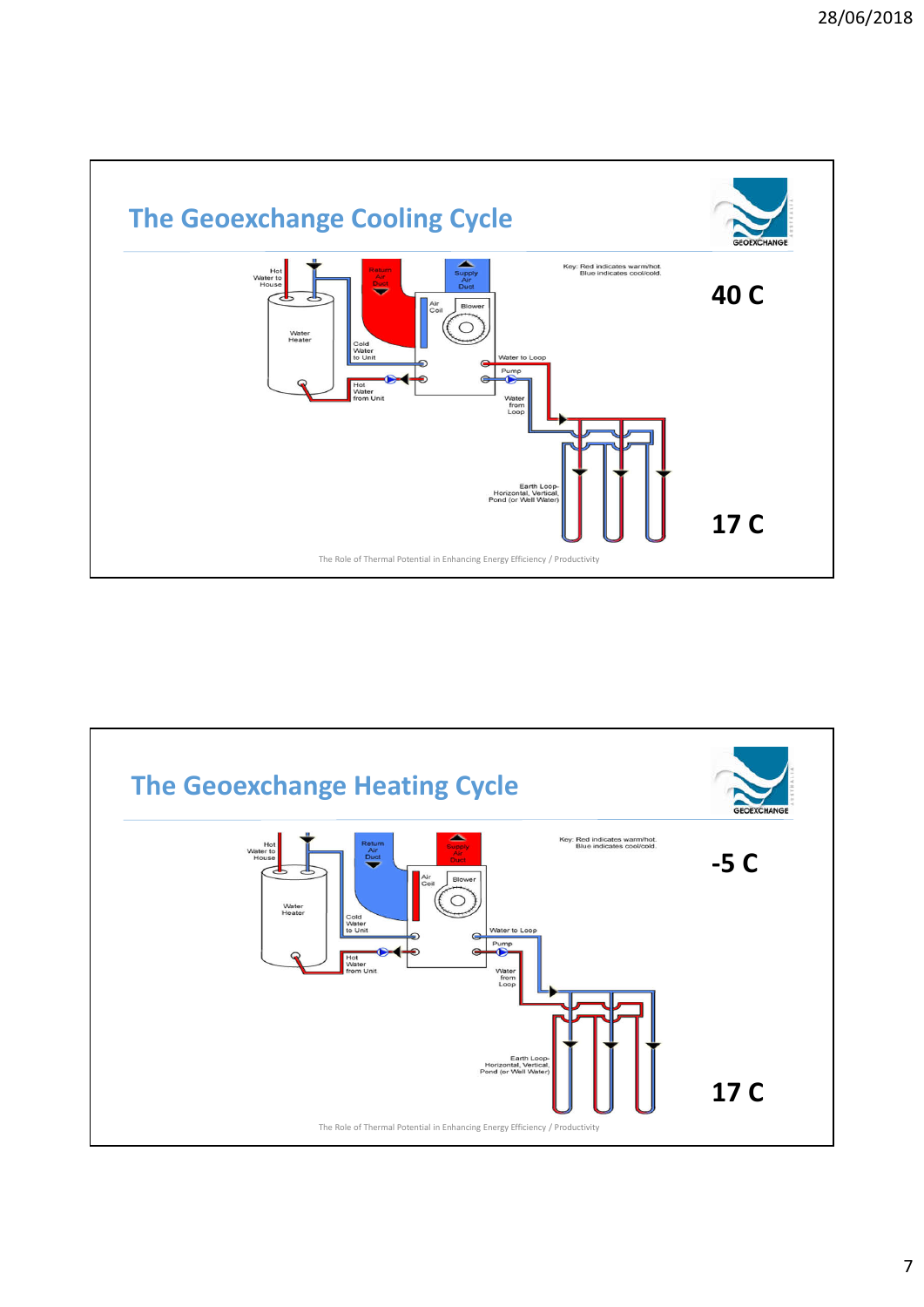## The Geoexchange Cooling Cycle

Key: Red indicates warm/hot. Blue indicates cool/cold.

Hot Water to House

Water Heater

Return Air Duct

Supply Air Duct

Air Coil

Blower

Cold Water to Unit

Hot Water from Unit

Water to Loop

Pump

Water from Loop

Earth Loop- Horizontal, Vertical, Pond (or Well Water)

**40 C**

**17 C**

The Role of Thermal Potential in Enhancing Energy Efficiency / Productivity

## The Geoexchange Heating Cycle

Key: Red indicates warm/hot. Blue indicates cool/cold.

Hot Water to House

Water Heater

Return Air Duct

Supply Air Duct

Air Coil

Blower

Cold Water to Unit

Hot Water from Unit

Water to Loop

Pump

Water from Loop

Earth Loop- Horizontal, Vertical, Pond (or Well Water)

**-5 C**

**17 C**

The Role of Thermal Potential in Enhancing Energy Efficiency / Productivity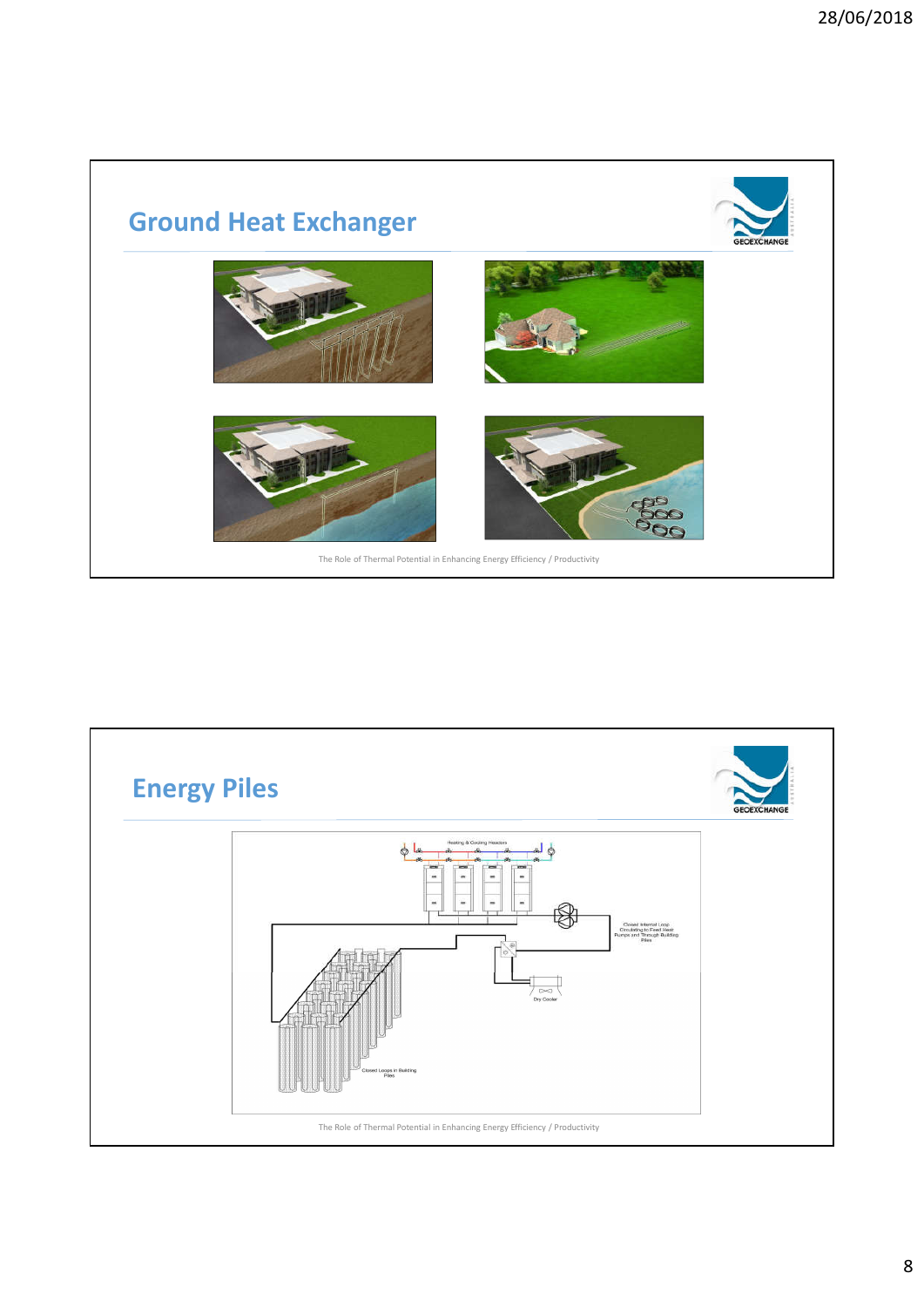## Ground Heat Exchanger

The Role of Thermal Potential in Enhancing Energy Efficiency / Productivity

## Energy Piles

Heating & Cooling Headers

Closed Internal Loop Circulating to Feed Heat Pumps and Through Building Piles

Dry Cooler

Closed Loops in Building Piles

The Role of Thermal Potential in Enhancing Energy Efficiency / Productivity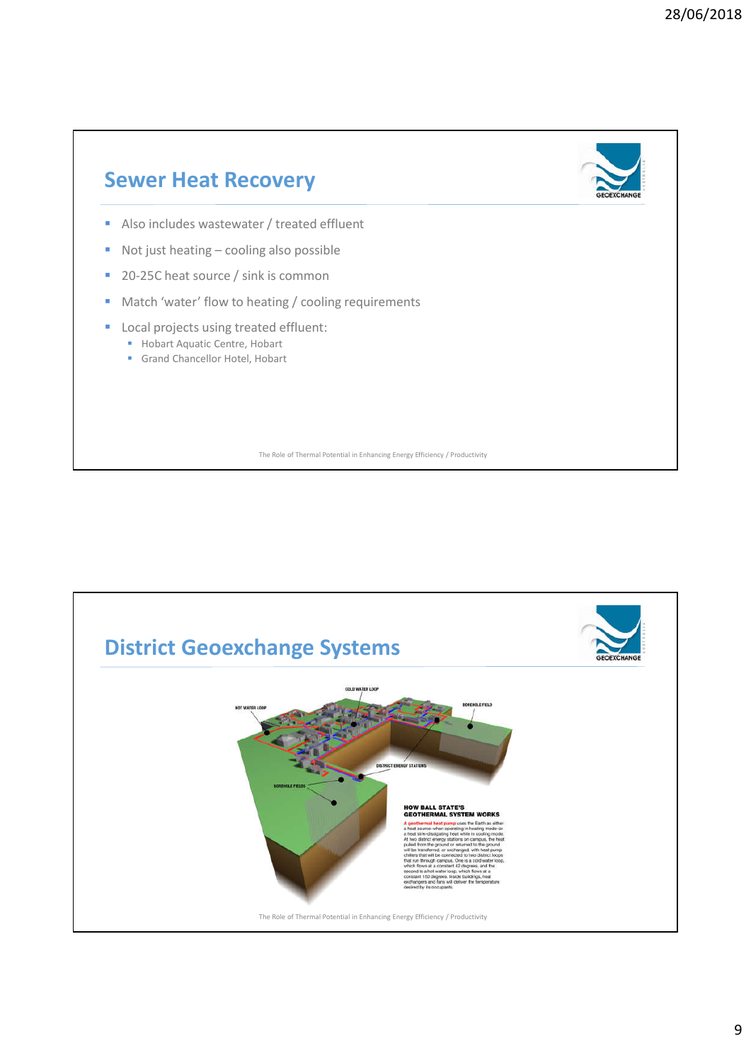## Sewer Heat Recovery

- Also includes wastewater / treated effluent
- Not just heating – cooling also possible
- 20-25C heat source / sink is common
- Match 'water' flow to heating / cooling requirements
- Local projects using treated effluent:
  - Hobart Aquatic Centre, Hobart
  - Grand Chancellor Hotel, Hobart

The Role of Thermal Potential in Enhancing Energy Efficiency / Productivity

## District Geoexchange Systems

The Role of Thermal Potential in Enhancing Energy Efficiency / Productivity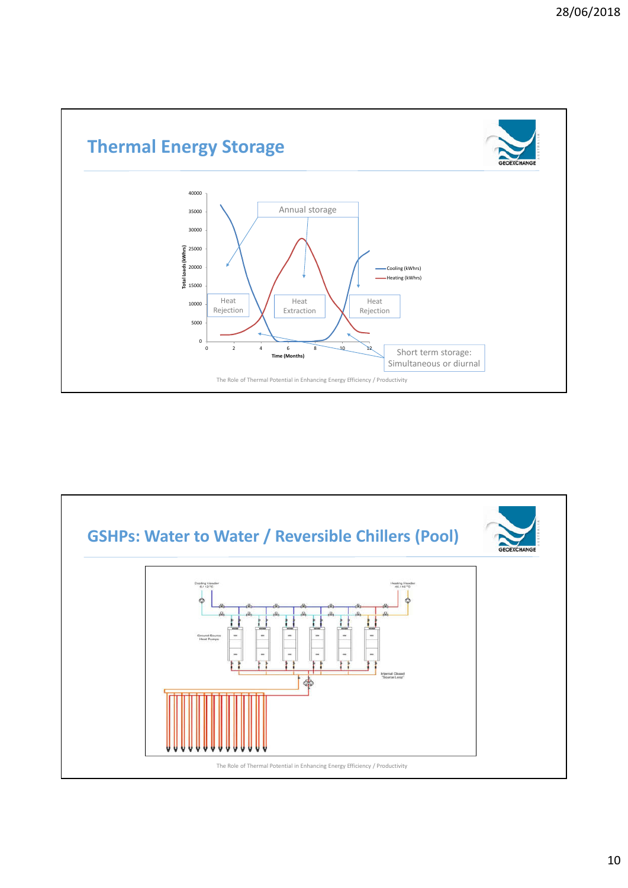## Thermal Energy Storage

Annual storage

Heat Rejection

Heat Extraction

Heat Rejection

Short term storage: Simultaneous or diurnal

Cooling (kWhrs)

Heating (kWhrs)

Total Loads (kWhrs)

Time (Months)

The Role of Thermal Potential in Enhancing Energy Efficiency / Productivity

## GSHPs: Water to Water / Reversible Chillers (Pool)

Cooling Header 6 / 12°C

Heating Header 46 / 40°C

Ground Source Heat Pumps

Internal Closed "Source Loop"

The Role of Thermal Potential in Enhancing Energy Efficiency / Productivity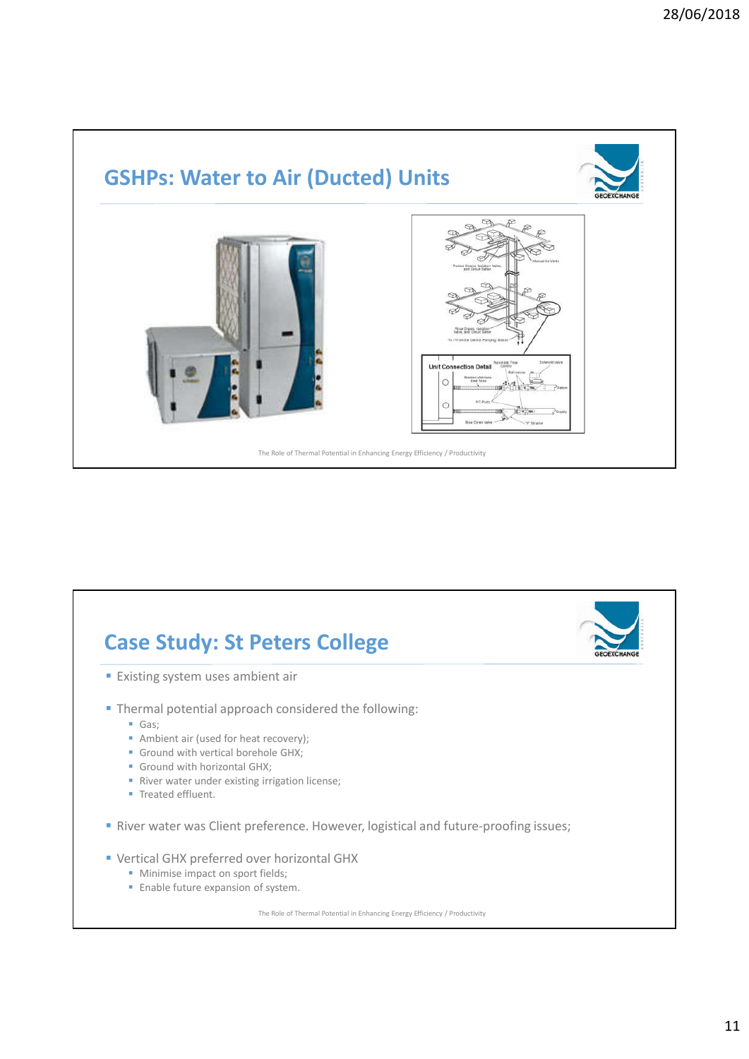## GSHPs: Water to Air (Ducted) Units

## Case Study: St Peters College

- Existing system uses ambient air
- Thermal potential approach considered the following:
  - Gas;
  - Ambient air (used for heat recovery);
  - Ground with vertical borehole GHX;
  - Ground with horizontal GHX;
  - River water under existing irrigation license;
  - Treated effluent.
- River water was Client preference. However, logistical and future-proofing issues;
- Vertical GHX preferred over horizontal GHX
  - Minimise impact on sport fields;
  - Enable future expansion of system.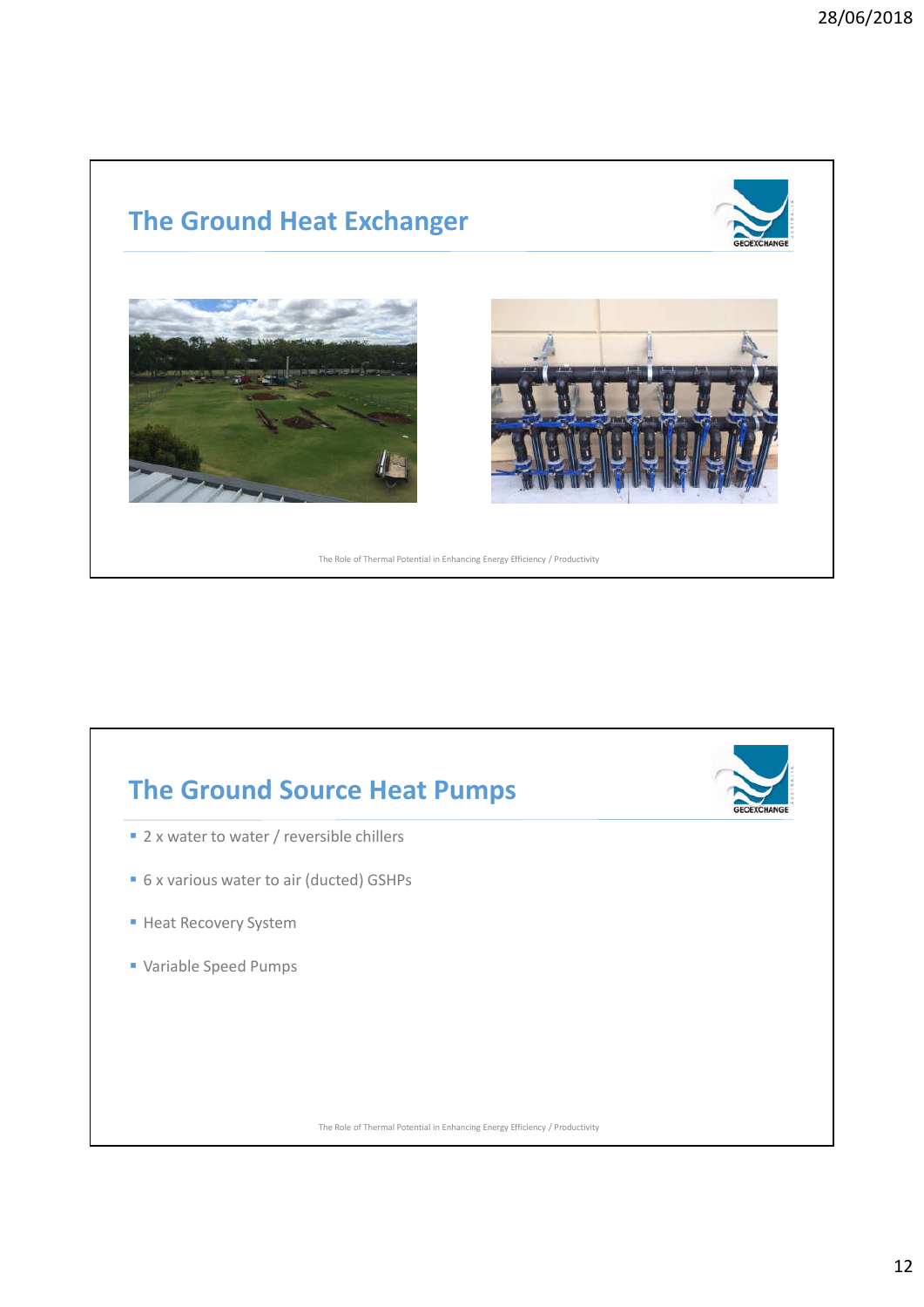## The Ground Heat Exchanger

## The Ground Source Heat Pumps

- 2 x water to water / reversible chillers
- 6 x various water to air (ducted) GSHPs
- Heat Recovery System
- Variable Speed Pumps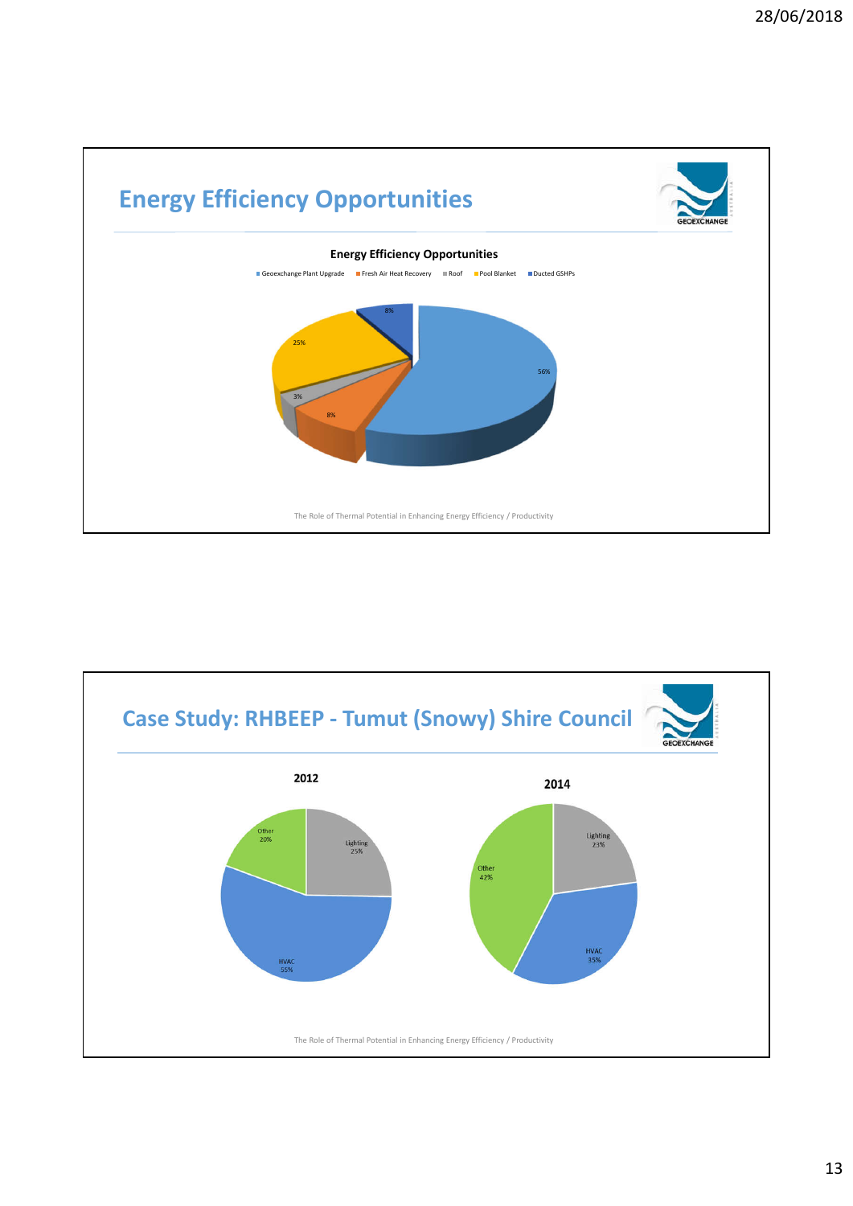## Energy Efficiency Opportunities

**Energy Efficiency Opportunities**

Geoexchange Plant Upgrade | Fresh Air Heat Recovery | Roof | Pool Blanket | Ducted GSHPs

| Category | Share |
| --- | --- |
| Geoexchange Plant Upgrade | 56% |
| Fresh Air Heat Recovery | 8% |
| Roof | 3% |
| Pool Blanket | 25% |
| Ducted GSHPs | 8% |

The Role of Thermal Potential in Enhancing Energy Efficiency / Productivity

## Case Study: RHBEEP - Tumut (Snowy) Shire Council

**2012**

| Category | Share |
| --- | --- |
| Lighting | 25% |
| HVAC | 55% |
| Other | 20% |

**2014**

| Category | Share |
| --- | --- |
| Lighting | 23% |
| HVAC | 35% |
| Other | 42% |

The Role of Thermal Potential in Enhancing Energy Efficiency / Productivity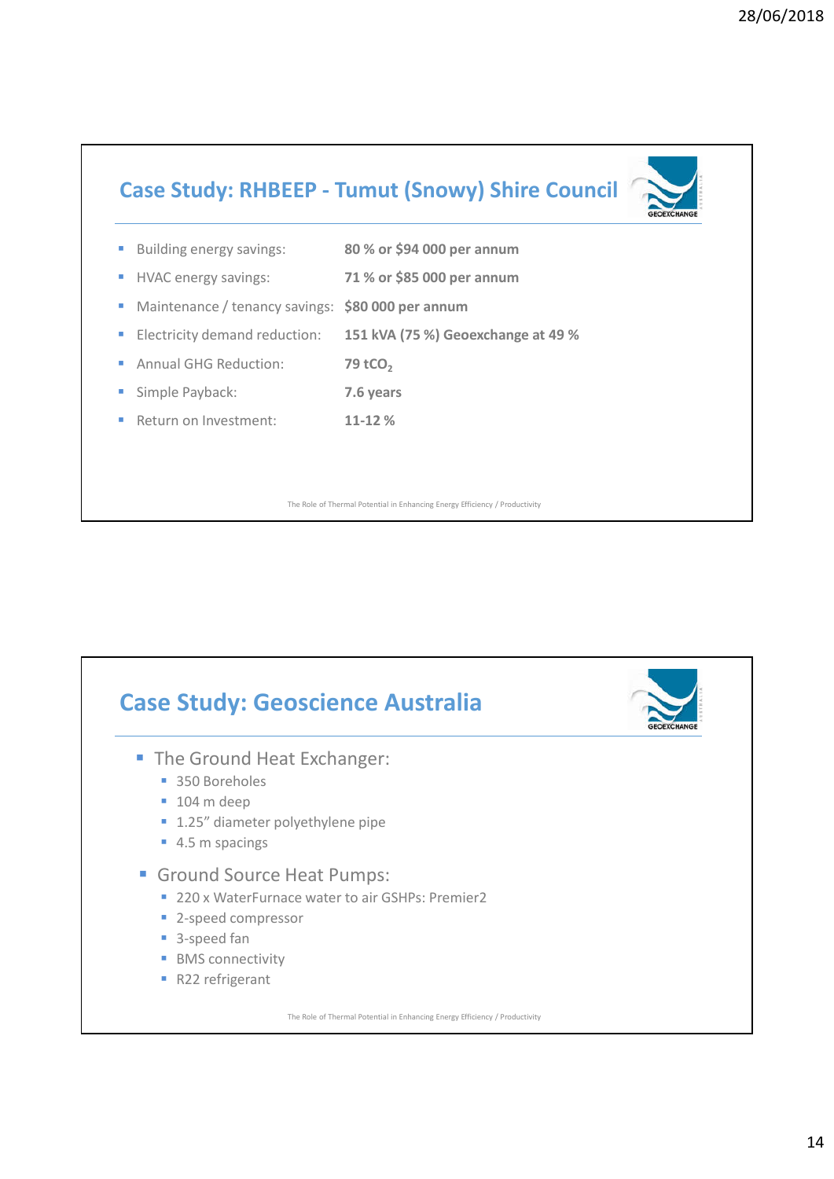## Case Study: RHBEEP - Tumut (Snowy) Shire Council

- Building energy savings: **80 % or $94 000 per annum**
- HVAC energy savings: **71 % or $85 000 per annum**
- Maintenance / tenancy savings: **$80 000 per annum**
- Electricity demand reduction: **151 kVA (75 %) Geoexchange at 49 %**
- Annual GHG Reduction: **79 $tCO_2$**
- Simple Payback: **7.6 years**
- Return on Investment: **11-12 %**

The Role of Thermal Potential in Enhancing Energy Efficiency / Productivity

## Case Study: Geoscience Australia

- The Ground Heat Exchanger:
  - 350 Boreholes
  - 104 m deep
  - 1.25" diameter polyethylene pipe
  - 4.5 m spacings
- Ground Source Heat Pumps:
  - 220 x WaterFurnace water to air GSHPs: Premier2
  - 2-speed compressor
  - 3-speed fan
  - BMS connectivity
  - R22 refrigerant

The Role of Thermal Potential in Enhancing Energy Efficiency / Productivity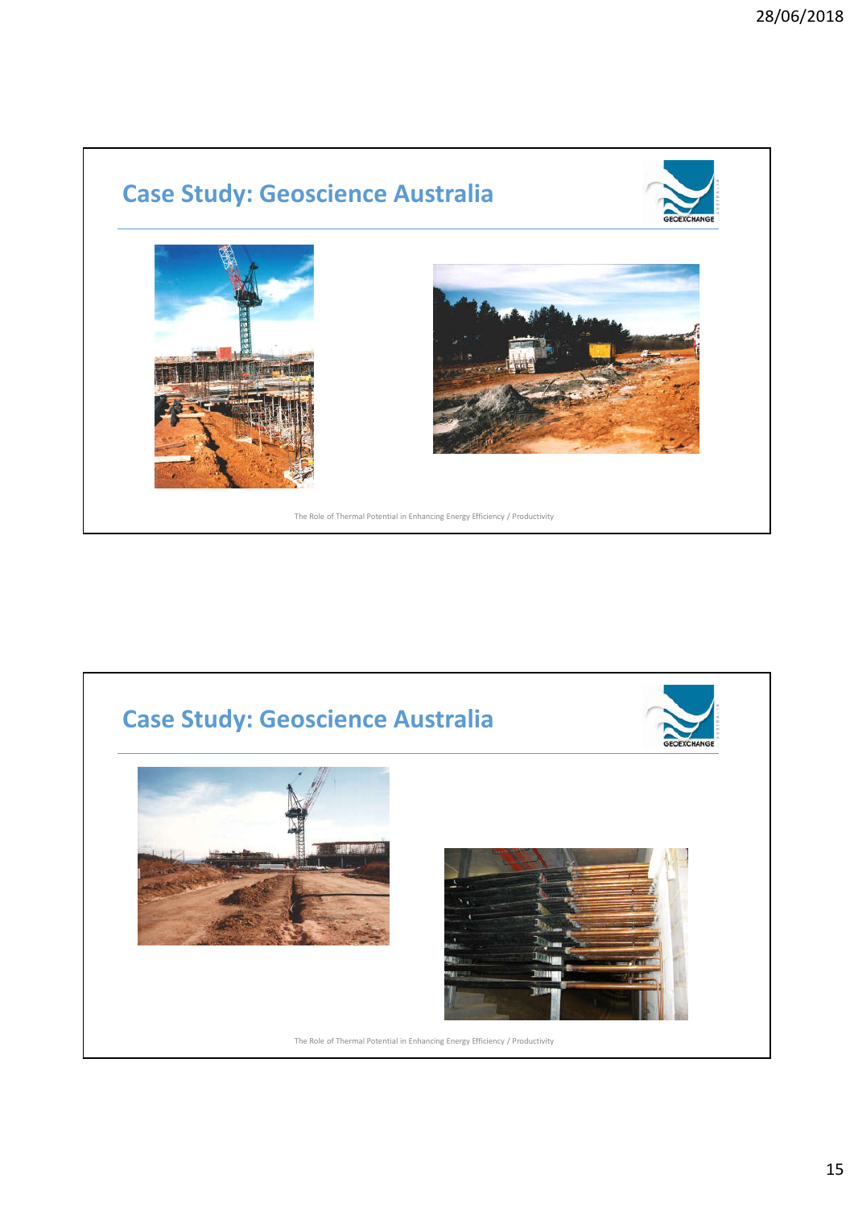## Case Study: Geoscience Australia

## Case Study: Geoscience Australia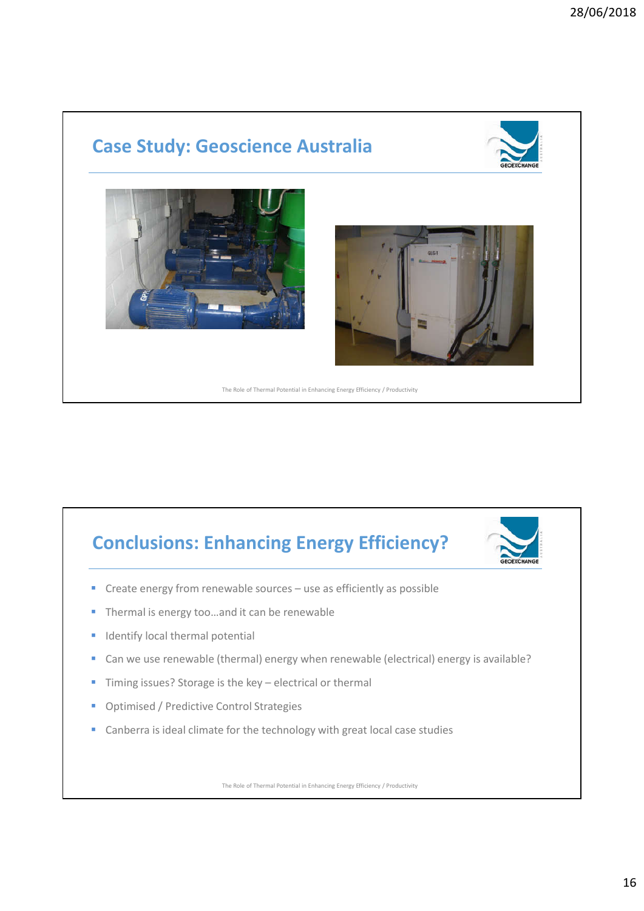## Case Study: Geoscience Australia

## Conclusions: Enhancing Energy Efficiency?

- Create energy from renewable sources – use as efficiently as possible
- Thermal is energy too…and it can be renewable
- Identify local thermal potential
- Can we use renewable (thermal) energy when renewable (electrical) energy is available?
- Timing issues? Storage is the key – electrical or thermal
- Optimised / Predictive Control Strategies
- Canberra is ideal climate for the technology with great local case studies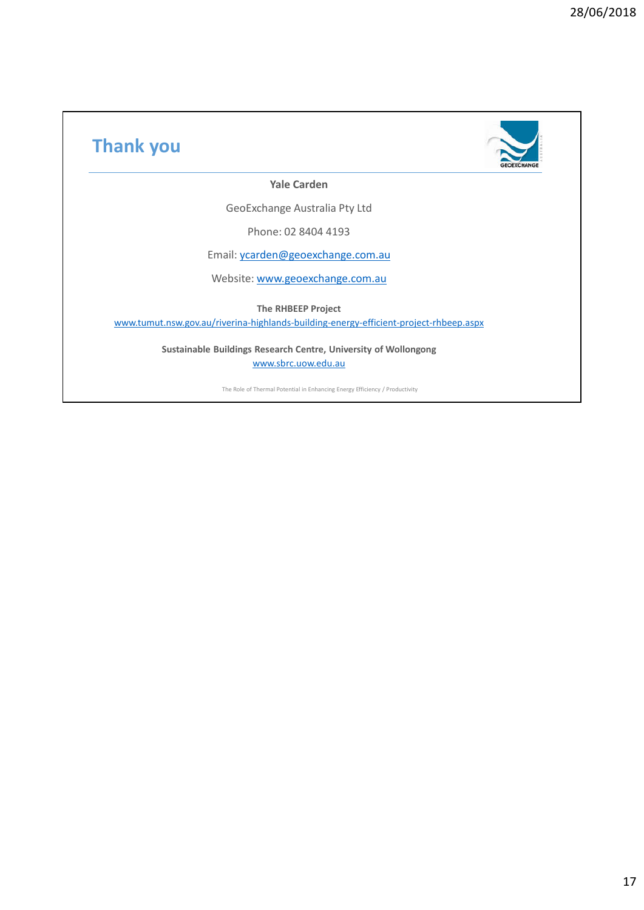# Thank you

**Yale Carden**

GeoExchange Australia Pty Ltd

Phone: 02 8404 4193

Email: ycarden@geoexchange.com.au

Website: www.geoexchange.com.au

**The RHBEEP Project**
www.tumut.nsw.gov.au/riverina-highlands-building-energy-efficient-project-rhbeep.aspx

**Sustainable Buildings Research Centre, University of Wollongong**
www.sbrc.uow.edu.au